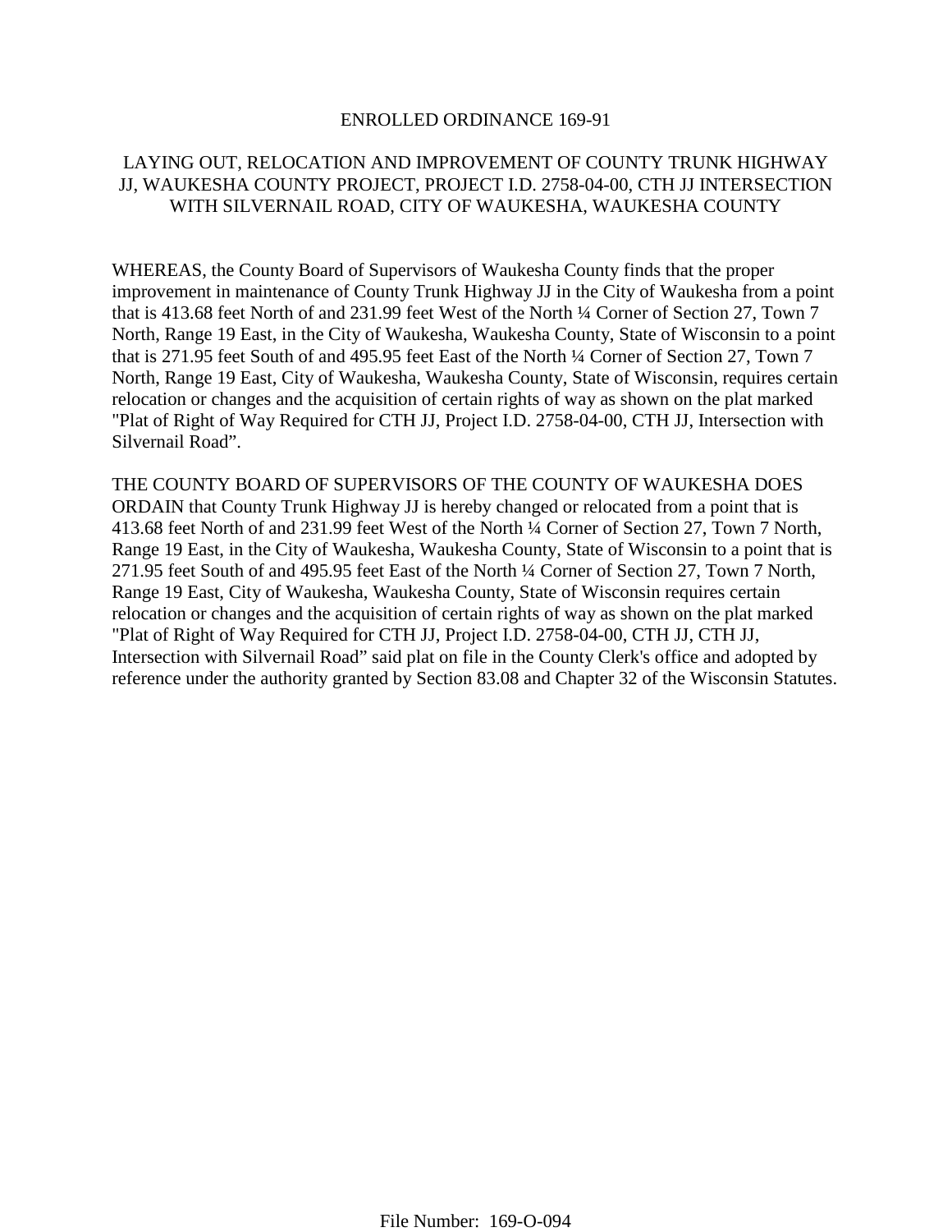# ENROLLED ORDINANCE 169-91

## LAYING OUT, RELOCATION AND IMPROVEMENT OF COUNTY TRUNK HIGHWAY JJ, WAUKESHA COUNTY PROJECT, PROJECT I.D. 2758-04-00, CTH JJ INTERSECTION WITH SILVERNAIL ROAD, CITY OF WAUKESHA, WAUKESHA COUNTY

WHEREAS, the County Board of Supervisors of Waukesha County finds that the proper improvement in maintenance of County Trunk Highway JJ in the City of Waukesha from a point that is 413.68 feet North of and 231.99 feet West of the North ¼ Corner of Section 27, Town 7 North, Range 19 East, in the City of Waukesha, Waukesha County, State of Wisconsin to a point that is 271.95 feet South of and 495.95 feet East of the North ¼ Corner of Section 27, Town 7 North, Range 19 East, City of Waukesha, Waukesha County, State of Wisconsin, requires certain relocation or changes and the acquisition of certain rights of way as shown on the plat marked "Plat of Right of Way Required for CTH JJ, Project I.D. 2758-04-00, CTH JJ, Intersection with Silvernail Road".

THE COUNTY BOARD OF SUPERVISORS OF THE COUNTY OF WAUKESHA DOES ORDAIN that County Trunk Highway JJ is hereby changed or relocated from a point that is 413.68 feet North of and 231.99 feet West of the North ¼ Corner of Section 27, Town 7 North, Range 19 East, in the City of Waukesha, Waukesha County, State of Wisconsin to a point that is 271.95 feet South of and 495.95 feet East of the North ¼ Corner of Section 27, Town 7 North, Range 19 East, City of Waukesha, Waukesha County, State of Wisconsin requires certain relocation or changes and the acquisition of certain rights of way as shown on the plat marked "Plat of Right of Way Required for CTH JJ, Project I.D. 2758-04-00, CTH JJ, CTH JJ, Intersection with Silvernail Road" said plat on file in the County Clerk's office and adopted by reference under the authority granted by Section 83.08 and Chapter 32 of the Wisconsin Statutes.

File Number: 169-O-094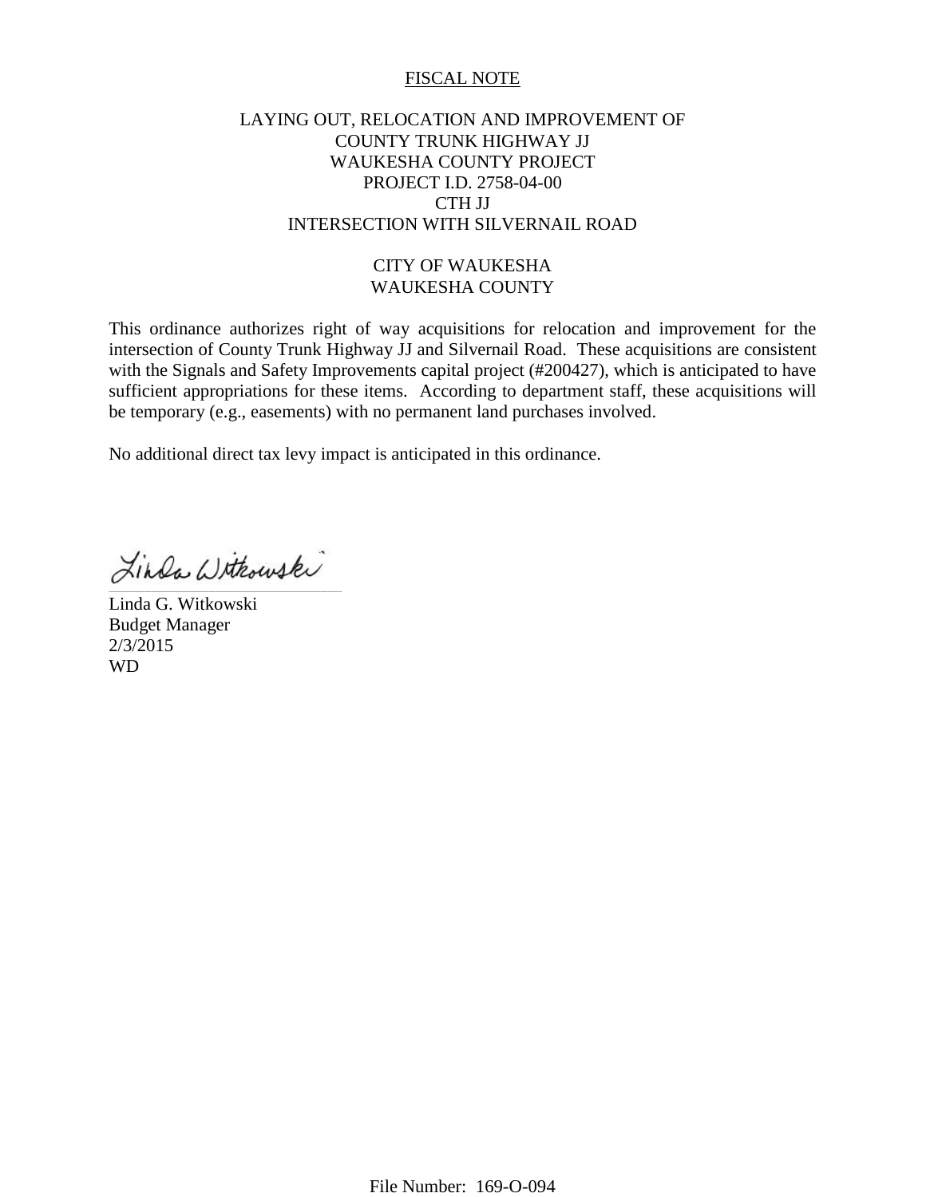# FISCAL NOTE

LAYING OUT, RELOCATION AND IMPROVEMENT OF
COUNTY TRUNK HIGHWAY JJ
WAUKESHA COUNTY PROJECT
PROJECT I.D. 2758-04-00
CTH JJ
INTERSECTION WITH SILVERNAIL ROAD

CITY OF WAUKESHA
WAUKESHA COUNTY

This ordinance authorizes right of way acquisitions for relocation and improvement for the intersection of County Trunk Highway JJ and Silvernail Road. These acquisitions are consistent with the Signals and Safety Improvements capital project (#200427), which is anticipated to have sufficient appropriations for these items. According to department staff, these acquisitions will be temporary (e.g., easements) with no permanent land purchases involved.

No additional direct tax levy impact is anticipated in this ordinance.

Linda G. Witkowski
Budget Manager
2/3/2015
WD

File Number: 169-O-094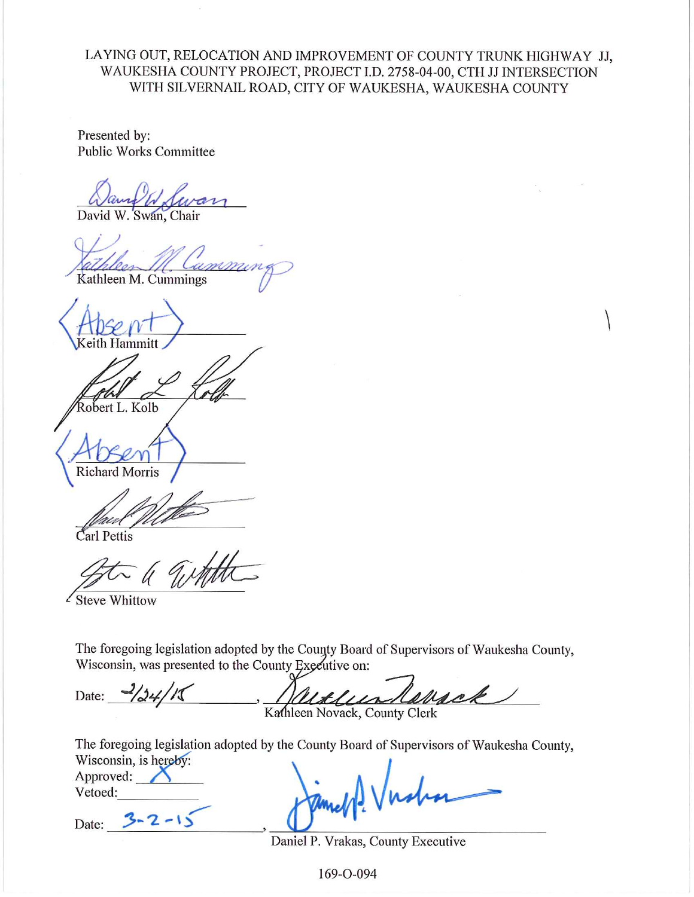LAYING OUT, RELOCATION AND IMPROVEMENT OF COUNTY TRUNK HIGHWAY JJ, WAUKESHA COUNTY PROJECT, PROJECT I.D. 2758-04-00, CTH JJ INTERSECTION WITH SILVERNAIL ROAD, CITY OF WAUKESHA, WAUKESHA COUNTY

Presented by:
Public Works Committee

David W. Swan, Chair

Kathleen M. Cummings

Absent
Keith Hammitt

Robert L. Kolb

Absent
Richard Morris

Carl Pettis

Steve Whittow

The foregoing legislation adopted by the County Board of Supervisors of Waukesha County, Wisconsin, was presented to the County Executive on:

Date: 2/24/15, Kathleen Novack, County Clerk

The foregoing legislation adopted by the County Board of Supervisors of Waukesha County, Wisconsin, is hereby:

Approved: X

Vetoed: ______

Date: 3-2-15, Daniel P. Vrakas, County Executive

169-O-094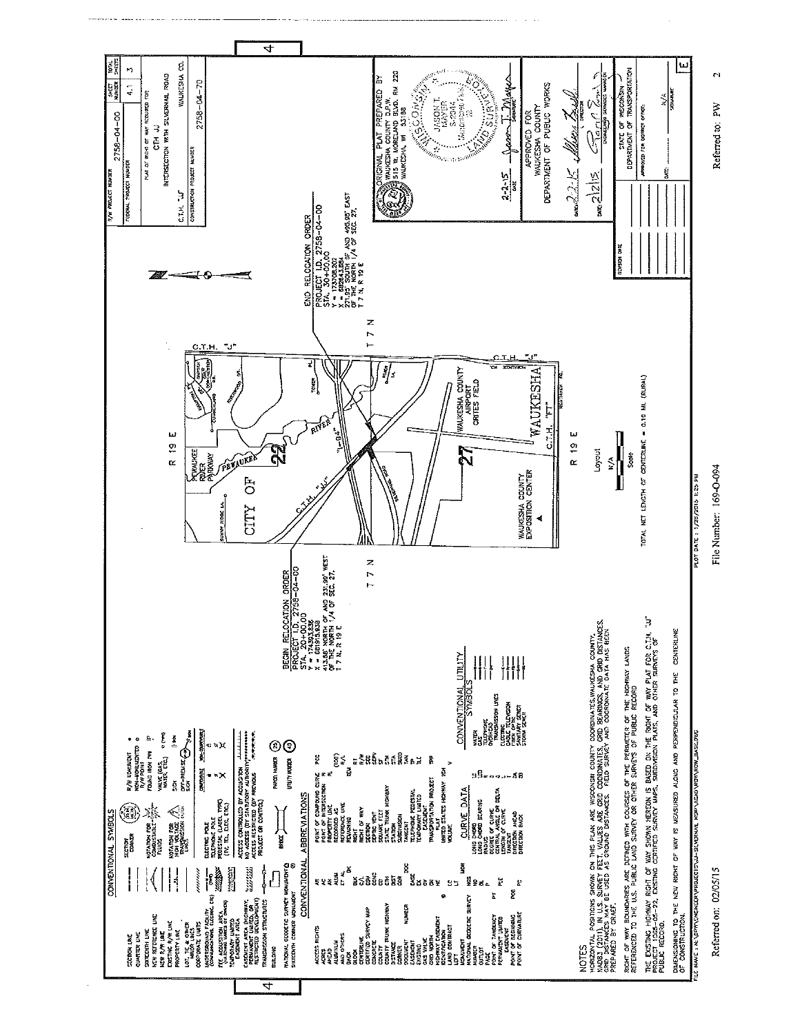| | | | |
|---|---|---|---|
| R/W PROJECT NUMBER | 2758-04-00 | SHEET NUMBER 4.1 | TOTAL SHEETS 3 |
| FEDERAL PROJECT NUMBER | | | |

PLAT OF RIGHT OF WAY REQUIRED FOR:
CTH JJ
INTERSECTION WITH SILVERNAIL ROAD

C.T.H. "JJ" WAUKESHA CO.

CONSTRUCTION PROJECT NUMBER 2758-04-70

## CONVENTIONAL SYMBOLS

SECTION LINE
QUARTER LINE
SIXTEENTH LINE
CENTERLINE
NEW REFERENCE LINE
NEW R/W LINE
EXISTING R/W LINE
PROPERTY LINE
LOT, TIE & OTHER MINOR PROP. LINE
CORPORATE LIMITS
UNDERGROUND FACILITY (COMMUNICATION, ELECTRIC, ETC)
FEE ACQUISITION AREA (ALL EXISTING OWNERS OF RECORD)
TEMPORARY LIMITED EASEMENT AREA
EASEMENT AREA (HIGHWAY, PERMANENT LIMITED, OR RESTRICTED DEVELOPMENT)
TRANSMISSION STRUCTURES
BUILDING
NATIONAL GEODETIC SURVEY MONUMENT
SIXTEENTH CORNER MONUMENT

SECTION CORNER
NOTATION FOR COMBUSTIBLE FLUIDS
NOTATION FOR HIGH VOLTAGE TRANSMISSION LINES
ELECTRIC POLE
TELEPHONE POLE
PEDESTAL (CABLE TYPE) (TV, TEL, ELEC, ETC.)
ACCESS CONTROLLED BY ACQUISITION
NO ACCESS (BY STATUTORY AUTHORITY)
ACCESS RESTRICTED (BY PREVIOUS PROJECT OR CONTROL)
BRIDGE
PARCEL NUMBER
UTILITY NUMBER

R/W MONUMENT
NON-MONUMENTED R/W POINT
FOUND IRON PIN
VALVE (GAS, WATER, ETC)
SIGN
OFF-PREMISE SIGN
COMPENSABLE / NON-COMPENSABLE

## CONVENTIONAL ABBREVIATIONS

ACCESS RIGHTS AR
ACRES AC
AHEAD AH
ALUMINUM ALUM
AND OTHERS ET AL
BACK BK
CENTERLINE C/L
CERTIFIED SURVEY MAP CSM
CONCRETE CONC
COUNTY CO
COUNTY TRUNK HIGHWAY CTH
DISTANCE DIST
CORNER COR
DOCUMENT NUMBER DOC
EASEMENT EASE
EXISTING EX
GAS VALVE GV
GRID NORTH GN
HIGHWAY EASEMENT HE
IDENTIFICATION ID
LAND CONTRACT LC
LEFT LT
MONUMENT MON
NATIONAL GEODETIC SURVEY NGS
NUMBER NO
OUTLOT OL
PAGE PG
PERMANENT LIMITED EASEMENT PLE
POINT OF BEGINNING POB
POINT OF CURVATURE PC
POINT OF COMPOUND CURVE PCC
POINT OF INTERSECTION PI
PROPERTY LINE PL
RECORDED AS (100')
REFERENCE LINE R/L
REMAINING REM
RIGHT RT
RIGHT OF WAY R/W
SECTION SEC
SEPTIC VENT SEPV
SQUARE FEET SF
STATE TRUNK HIGHWAY STH
STATION STA
SUBDIVISION SUBD
TANGENT TAN
TELEPHONE PEDESTAL TP
TEMPORARY LIMITED EASEMENT TLE
TRANSPORTATION PROJECT PLAT TPP
UNITED STATES HIGHWAY USH
VOLUME V

## CURVE DATA

LONG CHORD BEARING LCB
LONG CHORD LC
RADIUS R
DEGREE OF CURVE D
CENTRAL ANGLE OR DELTA Δ
LENGTH OF CURVE L
TANGENT T
DIRECTION AHEAD DA
DIRECTION BACK DB

## CONVENTIONAL UTILITY SYMBOLS

WATER
GAS
TELEPHONE
OVERHEAD TRANSMISSION LINES
ELECTRIC
CABLE TELEVISION
FIBER OPTIC
SANITARY SEWER
STORM SEWER

BEGIN RELOCATION ORDER
PROJECT I.D. 2758-04-00
STA. 20+00.00
Y = 174393.838
X = 681915.938
413.88' NORTH OF AND 231.99' WEST OF THE NORTH 1/4 OF SEC. 27, T 7 N, R 19 E

END RELOCATION ORDER
PROJECT I.D. 2758-04-00
STA. 30+00.00
Y = 173708.202
X = 682643.894
271.05' SOUTH OF AND 495.05' EAST OF THE NORTH 1/4 OF SEC. 27, T 7 N, R 19 E

R 19 E
T 7 N
CITY OF PEWAUKEE
PEWAUKEE RIVER PARKWAY
RIVER
SUNNY RIDGE LN.
C.T.H. "JJ"
"I-94"
22
27
WAUKESHA COUNTY EXPOSITION CENTER
WAUKESHA COUNTY AIRPORT CRITES FIELD
WAUKESHA
C.T.H. "FT"
C.T.H. "J"

Layout
N/A
Scale

TOTAL NET LENGTH OF CENTERLINE = 0.10 MI. (RURAL)

ORIGINAL PLAT PREPARED BY
WAUKESHA COUNTY D.P.W.
515 W. MORELAND BLVD. RM 220
WAUKESHA, WI 53188

JASON T. MAYER S-2698 WAUKESHA, WI — LAND SURVEYOR

2-2-15 (DATE) — Jason T. Mayer (SIGNATURE)

APPROVED FOR
WAUKESHA COUNTY
DEPARTMENT OF PUBLIC WORKS

DATE: 2-2-15 (DIRECTOR)

DATE: 2/2/15 (ENGINEERING SERVICES MANAGER)

STATE OF WISCONSIN
DEPARTMENT OF TRANSPORTATION
APPROVED FOR DISTRICT OFFICE:
DATE: N/A SIGNATURE

REVISION DATE

## NOTES

HORIZONTAL POSITIONS SHOWN ON THIS PLAN ARE WISCONSIN COUNTY COORDINATES, WAUKESHA COUNTY, NAD83 (2011), IN U.S. SURVEY FEET. VALUES ARE GRID COORDINATES, GRID BEARINGS, AND GRID DISTANCES. GRID DISTANCES MAY BE USED AS GROUND DISTANCES. FIELD SURVEY AND COORDINATE DATA HAS BEEN PREPARED BY CRAEF.

RIGHT OF WAY BOUNDARIES ARE DEFINED WITH COURSES OF THE PERIMETER OF THE HIGHWAY LANDS REFERENCED TO THE U.S. PUBLIC LAND SURVEY OR OTHER SURVEYS OF PUBLIC RECORD.

THE EXISTING HIGHWAY RIGHT OF WAY SHOWN HEREON IS BASED ON THE RIGHT OF WAY PLAT FOR C.T.H. "JJ" PROJECT 1035-05-22, EXISTING CERTIFIED SURVEY MAPS, SUBDIVISION PLATS, AND OTHER SURVEYS OF PUBLIC RECORD.

DIMENSIONING TO THE NEW RIGHT OF WAY IS MEASURED ALONG AND PERPENDICULAR TO THE CENTERLINE OF CONSTRUCTION.

E

PLOT DATE: 1/28/2015 1:25 PM

Referred on: 02/05/15 File Number: 169-O-094 Referred to: PW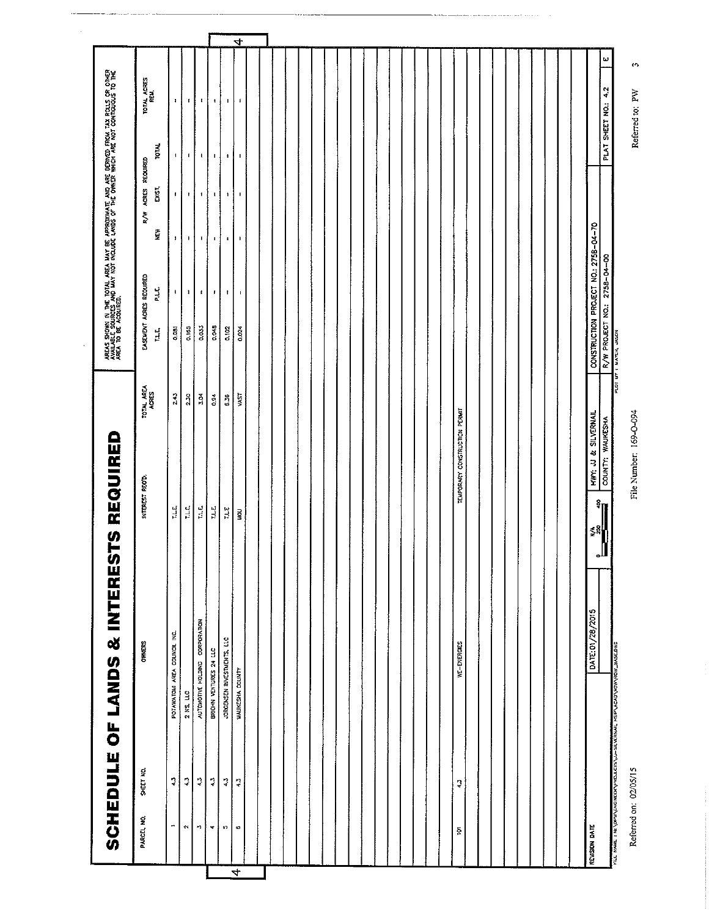# SCHEDULE OF LANDS & INTERESTS REQUIRED

AREAS SHOWN IN THE TOTAL AREA MAY BE APPROXIMATE AND ARE DERIVED FROM TAX ROLLS OR OTHER AVAILABLE SOURCES AND MAY NOT INCLUDE LANDS OF THE OWNER WHICH ARE NOT CONTIGUOUS TO THE AREA TO BE ACQUIRED.

| PARCEL NO. | SHEET NO. | OWNERS | INTEREST REQ'D. | TOTAL AREA ACRES | EASEMENT ACRES REQUIRED | | R/W ACRES REQUIRED | | | TOTAL ACRES REM. |
|---|---|---|---|---|---|---|---|---|---|---|
| | | | | | T.L.E. | P.L.E. | NEW | EXIST. | TOTAL | |
| 1 | 4.3 | POTAWATOMI AREA COUNCIL INC. | T.L.E. | 2.43 | 0.081 | - | - | - | - | - |
| 2 | 4.3 | 2 NS, LLC | T.L.E. | 2.30 | 0.163 | - | - | - | - | - |
| 3 | 4.3 | AUTOMOTIVE HOLDING CORPORATION | T.L.E. | 3.04 | 0.033 | - | - | - | - | - |
| 4 | 4.3 | BROHN VENTURES 24 LLC | T.L.E. | 0.94 | 0.048 | - | - | - | - | - |
| 5 | 4.3 | JORGENSEN INVESTMENTS, LLC | T.L.E. | 6.36 | 0.102 | - | - | - | - | - |
| 6 | 4.3 | WAUKESHA COUNTY | MOU | VAST | 0.024 | - | - | - | - | - |
| 101 | 4.3 | WE-ENERGIES | TEMPORARY CONSTRUCTION PERMIT | | | | | | | |

| REVISION DATE | DATE: 01/28/2015 | HWY: JJ & SILVERNAIL | CONSTRUCTION PROJECT NO.: 2758-04-70 | |
|---|---|---|---|---|
| | | COUNTY: WAUKESHA | R/W PROJECT NO.: 2758-04-00 | PLAT SHEET NO.: 4.2 E |

Referred on: 02/05/15

File Number: 169-O-094

Referred to: PW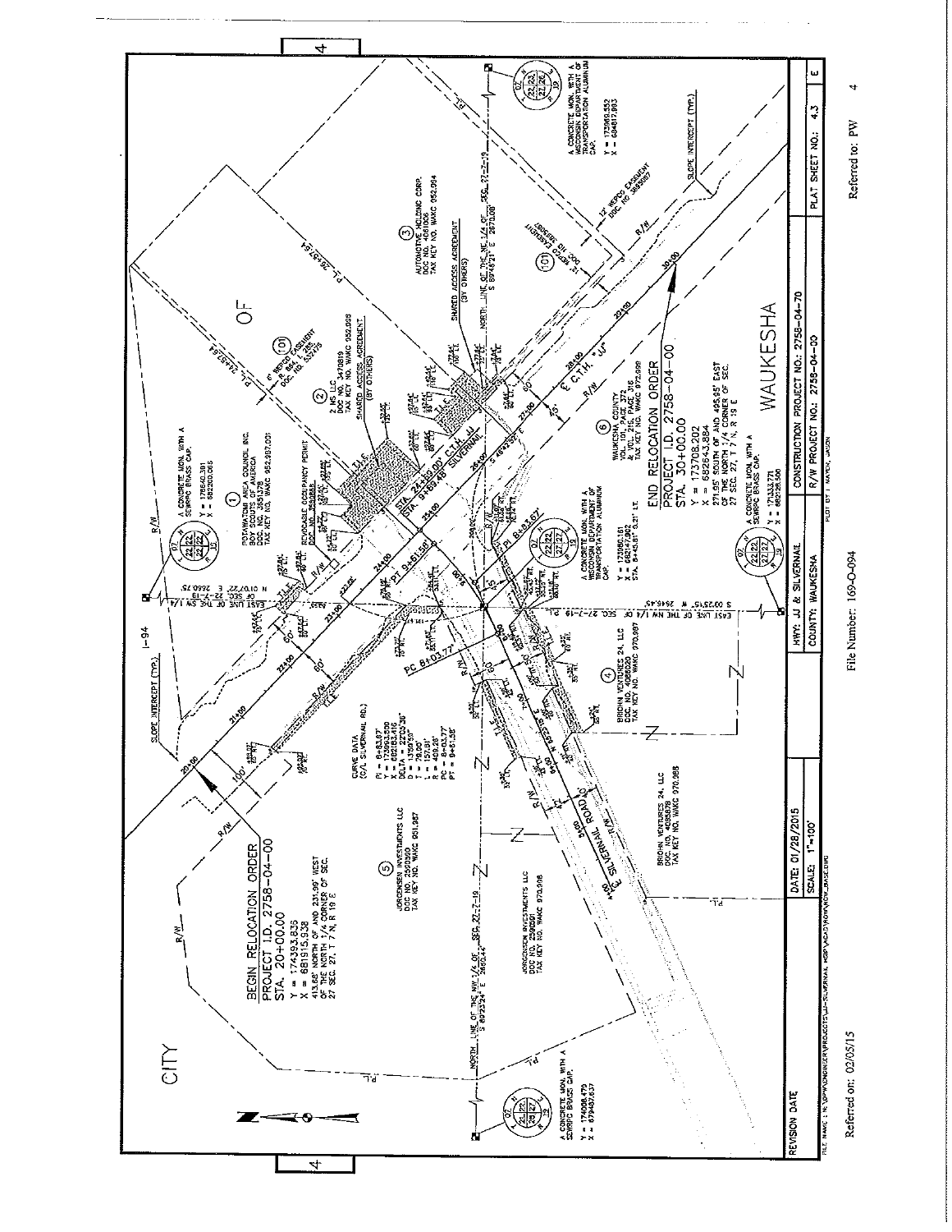BEGIN RELOCATION ORDER
PROJECT I.D. 2758-04-00
STA. 20+00.00
Y = 174393.835
X = 681915.938
413.68' NORTH OF AND 231.99' WEST OF THE NORTH 1/4 CORNER OF SEC. 27 SEC. 27, T 7 N, R 19 E

END RELOCATION ORDER
PROJECT I.D. 2758-04-00
STA. 30+00.00
Y = 173708.202
X = 682643.884
271.95' SOUTH OF AND 495.95' EAST OF THE NORTH 1/4 CORNER OF SEC. 27 SEC. 27, T 7 N, R 19 E

CURVE DATA
(C/L SILVERNAIL RD.)
PI = 8+83.67
Y = 173993.500
X = 682183.416
DELTA = 22°03'36"
D = 13°59'30"
T = 78.00'
L = 157.81'
R = 409.26'
PC = 8+03.77
PT = 9+61.58

① POTAWATOMI AREA COUNCIL INC. BOY SCOUTS OF AMERICA DOC. NO. 3551378 TAX KEY NO. WAKC 952,997.001

② 2 MS LLC DOC NO. 3470819 TAX KEY NO. WAKC 952,998

③ AUTOMOTIVE HOLDING CORP. DOC. NO. 4041006 TAX KEY NO. WAKC 952,994

④ BROHN VENTURES 24, LLC DOC. NO. 4086020 TAX KEY NO. WAKC 970,987

⑤ JORGENSEN INVESTMENTS LLC DOC NO. 2590390 TAX KEY NO. WAKC 951,987

⑥ WAUKESHA COUNTY VOL. 101, PAGE 372 & VOL. 215, PAGE 316 TAX KEY NO. WAKC 972,999

JORGENSEN INVESTMENTS LLC DOC NO. 2590391 TAX KEY NO. WAKC 970,988

BROHN VENTURES 24, LLC DOC. NO. 4086578 TAX KEY NO. WAKC 970,988

(101) 6' WEPCO EASEMENT R. 884, P. 269 DOC. NO. 532478

(101) 12' WEPCO EASEMENT DOC NO 3693687

REVOCABLE OCCUPANCY PERMIT DOC. NO. 3519856

SHARED ACCESS AGREEMENT (BY OTHERS)

A CONCRETE MON. WITH A SEWRPC BRASS CAP. Y = 175640.391 X = 682200.065

A CONCRETE MON. WITH A WISCONSIN DEPARTMENT OF TRANSPORTATION ALUMINUM CAP. Y = 173969.552 X = 684817.993

A CONCRETE MON. WITH A WISCONSIN DEPARTMENT OF TRANSPORTATION ALUMINUM CAP. Y = 173980.161 X = 682147.902 STA. 8+45.81 0.21' LT.

A CONCRETE MON. WITH A SEWRPC BRASS CAP. Y = 171332.771 X = 682128.500

A CONCRETE MON. WITH A SEWRPC BRASS CAP. Y = 174008.479 X = 679437.637

EAST LINE OF THE SW 1/4 OF SEC. 22-7-19 N 01°07'22" E 2660.75'

EAST LINE OF THE NW 1/4 OF SEC. 27-7-19 S 00°25'15" W 2646.45'

NORTH LINE OF THE NW 1/4 OF SEC. 27-7-19 S 89°25'24" E 2660.44'

NORTH LINE OF THE NE 1/4 OF SEC. 27-7-19 S 89°48'21" E 2670.08'

STA. 24+39.00 C.T.H. JJ
STA. 9+89.48 SILVERNAIL

PT 9+61.58
PI 8+83.67
PC 8+03.77

℄ C.T.H. "JJ"
℄ SILVERNAIL ROAD

I-94
SLOPE INTERCEPT (TYP.)

CITY OF WAUKESHA

| | | | |
|---|---|---|---|
| REVISION DATE | DATE: 01/28/2015 | HWY: JJ & SILVERNAIL | CONSTRUCTION PROJECT NO: 2758-04-70 |
| | SCALE: 1"=100' | COUNTY: WAUKESHA | R/W PROJECT NO: 2758-04-00 |
| | | | PLAT SHEET NO.: 4.3 E |

Referred on: 02/05/15

File Number: 169-O-094

Referred to: PW 4